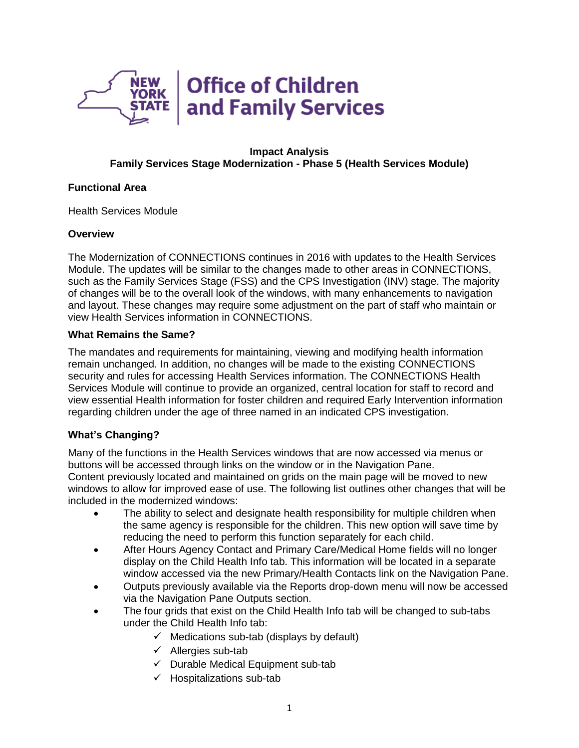New York State | Office of Children and Family Services

**Impact Analysis**
**Family Services Stage Modernization - Phase 5 (Health Services Module)**

### Functional Area

Health Services Module

### Overview

The Modernization of CONNECTIONS continues in 2016 with updates to the Health Services Module. The updates will be similar to the changes made to other areas in CONNECTIONS, such as the Family Services Stage (FSS) and the CPS Investigation (INV) stage. The majority of changes will be to the overall look of the windows, with many enhancements to navigation and layout. These changes may require some adjustment on the part of staff who maintain or view Health Services information in CONNECTIONS.

### What Remains the Same?

The mandates and requirements for maintaining, viewing and modifying health information remain unchanged. In addition, no changes will be made to the existing CONNECTIONS security and rules for accessing Health Services information. The CONNECTIONS Health Services Module will continue to provide an organized, central location for staff to record and view essential Health information for foster children and required Early Intervention information regarding children under the age of three named in an indicated CPS investigation.

### What's Changing?

Many of the functions in the Health Services windows that are now accessed via menus or buttons will be accessed through links on the window or in the Navigation Pane.
Content previously located and maintained on grids on the main page will be moved to new windows to allow for improved ease of use. The following list outlines other changes that will be included in the modernized windows:

- The ability to select and designate health responsibility for multiple children when the same agency is responsible for the children. This new option will save time by reducing the need to perform this function separately for each child.
- After Hours Agency Contact and Primary Care/Medical Home fields will no longer display on the Child Health Info tab. This information will be located in a separate window accessed via the new Primary/Health Contacts link on the Navigation Pane.
- Outputs previously available via the Reports drop-down menu will now be accessed via the Navigation Pane Outputs section.
- The four grids that exist on the Child Health Info tab will be changed to sub-tabs under the Child Health Info tab:
  - ✓ Medications sub-tab (displays by default)
  - ✓ Allergies sub-tab
  - ✓ Durable Medical Equipment sub-tab
  - ✓ Hospitalizations sub-tab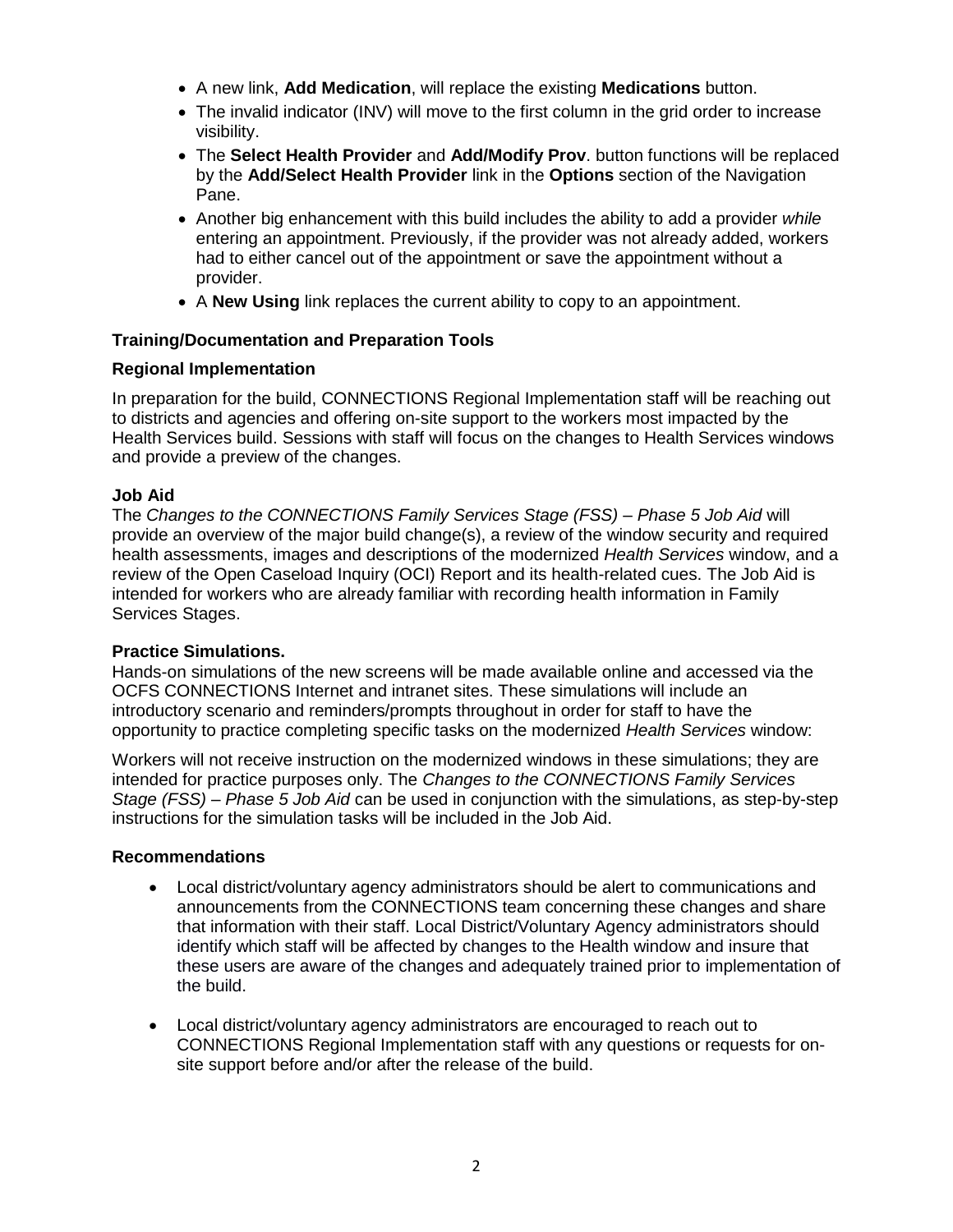- A new link, **Add Medication**, will replace the existing **Medications** button.
- The invalid indicator (INV) will move to the first column in the grid order to increase visibility.
- The **Select Health Provider** and **Add/Modify Prov**. button functions will be replaced by the **Add/Select Health Provider** link in the **Options** section of the Navigation Pane.
- Another big enhancement with this build includes the ability to add a provider *while* entering an appointment. Previously, if the provider was not already added, workers had to either cancel out of the appointment or save the appointment without a provider.
- A **New Using** link replaces the current ability to copy to an appointment.

**Training/Documentation and Preparation Tools**

**Regional Implementation**

In preparation for the build, CONNECTIONS Regional Implementation staff will be reaching out to districts and agencies and offering on-site support to the workers most impacted by the Health Services build. Sessions with staff will focus on the changes to Health Services windows and provide a preview of the changes.

**Job Aid**

The *Changes to the CONNECTIONS Family Services Stage (FSS) – Phase 5 Job Aid* will provide an overview of the major build change(s), a review of the window security and required health assessments, images and descriptions of the modernized *Health Services* window, and a review of the Open Caseload Inquiry (OCI) Report and its health-related cues. The Job Aid is intended for workers who are already familiar with recording health information in Family Services Stages.

**Practice Simulations.**

Hands-on simulations of the new screens will be made available online and accessed via the OCFS CONNECTIONS Internet and intranet sites. These simulations will include an introductory scenario and reminders/prompts throughout in order for staff to have the opportunity to practice completing specific tasks on the modernized *Health Services* window:

Workers will not receive instruction on the modernized windows in these simulations; they are intended for practice purposes only. The *Changes to the CONNECTIONS Family Services Stage (FSS) – Phase 5 Job Aid* can be used in conjunction with the simulations, as step-by-step instructions for the simulation tasks will be included in the Job Aid.

**Recommendations**

- Local district/voluntary agency administrators should be alert to communications and announcements from the CONNECTIONS team concerning these changes and share that information with their staff. Local District/Voluntary Agency administrators should identify which staff will be affected by changes to the Health window and insure that these users are aware of the changes and adequately trained prior to implementation of the build.

- Local district/voluntary agency administrators are encouraged to reach out to CONNECTIONS Regional Implementation staff with any questions or requests for on-site support before and/or after the release of the build.